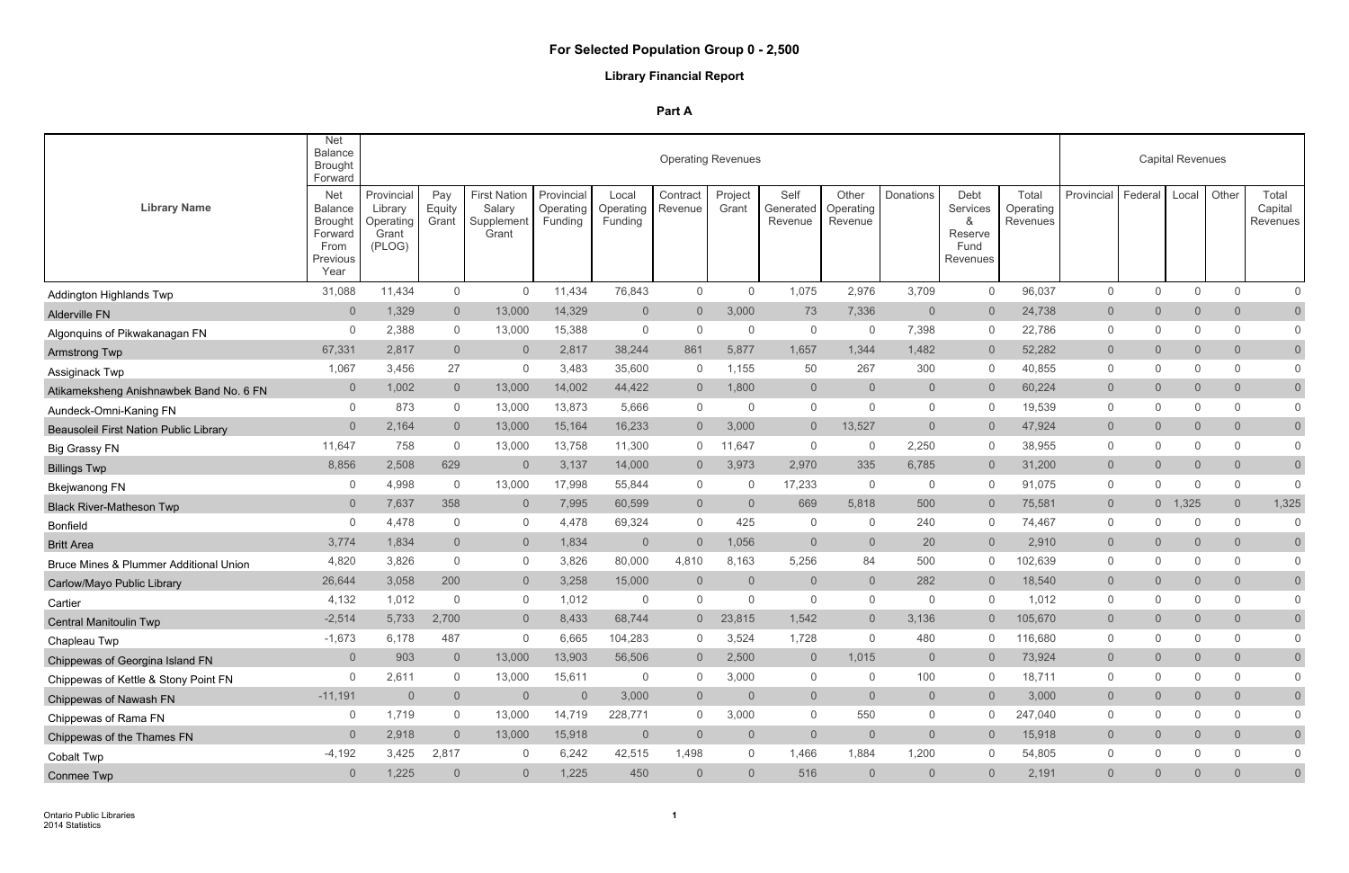# For Selected Population Group 0 - 2,500

## Library Financial Report

### Part A

| Library Name | Net Balance Brought Forward | Operating Revenues | | | | | | | | | | | | Capital Revenues | | | | |
|---|---|---|---|---|---|---|---|---|---|---|---|---|---|---|---|---|---|---|
| | Net Balance Brought Forward From Previous Year | Provincial Library Operating Grant (PLOG) | Pay Equity Grant | First Nation Salary Supplement Grant | Provincial Operating Funding | Local Operating Funding | Contract Revenue | Project Grant | Self Generated Revenue | Other Operating Revenue | Donations | Debt Services & Reserve Fund Revenues | Total Operating Revenues | Provincial | Federal | Local | Other | Total Capital Revenues |
| Addington Highlands Twp | 31,088 | 11,434 | 0 | 0 | 11,434 | 76,843 | 0 | 0 | 1,075 | 2,976 | 3,709 | 0 | 96,037 | 0 | 0 | 0 | 0 | 0 |
| Alderville FN | 0 | 1,329 | 0 | 13,000 | 14,329 | 0 | 0 | 3,000 | 73 | 7,336 | 0 | 0 | 24,738 | 0 | 0 | 0 | 0 | 0 |
| Algonquins of Pikwakanagan FN | 0 | 2,388 | 0 | 13,000 | 15,388 | 0 | 0 | 0 | 0 | 0 | 7,398 | 0 | 22,786 | 0 | 0 | 0 | 0 | 0 |
| Armstrong Twp | 67,331 | 2,817 | 0 | 0 | 2,817 | 38,244 | 861 | 5,877 | 1,657 | 1,344 | 1,482 | 0 | 52,282 | 0 | 0 | 0 | 0 | 0 |
| Assiginack Twp | 1,067 | 3,456 | 27 | 0 | 3,483 | 35,600 | 0 | 1,155 | 50 | 267 | 300 | 0 | 40,855 | 0 | 0 | 0 | 0 | 0 |
| Atikameksheng Anishnawbek Band No. 6 FN | 0 | 1,002 | 0 | 13,000 | 14,002 | 44,422 | 0 | 1,800 | 0 | 0 | 0 | 0 | 60,224 | 0 | 0 | 0 | 0 | 0 |
| Aundeck-Omni-Kaning FN | 0 | 873 | 0 | 13,000 | 13,873 | 5,666 | 0 | 0 | 0 | 0 | 0 | 0 | 19,539 | 0 | 0 | 0 | 0 | 0 |
| Beausoleil First Nation Public Library | 0 | 2,164 | 0 | 13,000 | 15,164 | 16,233 | 0 | 3,000 | 0 | 13,527 | 0 | 0 | 47,924 | 0 | 0 | 0 | 0 | 0 |
| Big Grassy FN | 11,647 | 758 | 0 | 13,000 | 13,758 | 11,300 | 0 | 11,647 | 0 | 0 | 2,250 | 0 | 38,955 | 0 | 0 | 0 | 0 | 0 |
| Billings Twp | 8,856 | 2,508 | 629 | 0 | 3,137 | 14,000 | 0 | 3,973 | 2,970 | 335 | 6,785 | 0 | 31,200 | 0 | 0 | 0 | 0 | 0 |
| Bkejwanong FN | 0 | 4,998 | 0 | 13,000 | 17,998 | 55,844 | 0 | 0 | 17,233 | 0 | 0 | 0 | 91,075 | 0 | 0 | 0 | 0 | 0 |
| Black River-Matheson Twp | 0 | 7,637 | 358 | 0 | 7,995 | 60,599 | 0 | 0 | 669 | 5,818 | 500 | 0 | 75,581 | 0 | 0 | 1,325 | 0 | 1,325 |
| Bonfield | 0 | 4,478 | 0 | 0 | 4,478 | 69,324 | 0 | 425 | 0 | 0 | 240 | 0 | 74,467 | 0 | 0 | 0 | 0 | 0 |
| Britt Area | 3,774 | 1,834 | 0 | 0 | 1,834 | 0 | 0 | 1,056 | 0 | 0 | 20 | 0 | 2,910 | 0 | 0 | 0 | 0 | 0 |
| Bruce Mines & Plummer Additional Union | 4,820 | 3,826 | 0 | 0 | 3,826 | 80,000 | 4,810 | 8,163 | 5,256 | 84 | 500 | 0 | 102,639 | 0 | 0 | 0 | 0 | 0 |
| Carlow/Mayo Public Library | 26,644 | 3,058 | 200 | 0 | 3,258 | 15,000 | 0 | 0 | 0 | 0 | 282 | 0 | 18,540 | 0 | 0 | 0 | 0 | 0 |
| Cartier | 4,132 | 1,012 | 0 | 0 | 1,012 | 0 | 0 | 0 | 0 | 0 | 0 | 0 | 1,012 | 0 | 0 | 0 | 0 | 0 |
| Central Manitoulin Twp | -2,514 | 5,733 | 2,700 | 0 | 8,433 | 68,744 | 0 | 23,815 | 1,542 | 0 | 3,136 | 0 | 105,670 | 0 | 0 | 0 | 0 | 0 |
| Chapleau Twp | -1,673 | 6,178 | 487 | 0 | 6,665 | 104,283 | 0 | 3,524 | 1,728 | 0 | 480 | 0 | 116,680 | 0 | 0 | 0 | 0 | 0 |
| Chippewas of Georgina Island FN | 0 | 903 | 0 | 13,000 | 13,903 | 56,506 | 0 | 2,500 | 0 | 1,015 | 0 | 0 | 73,924 | 0 | 0 | 0 | 0 | 0 |
| Chippewas of Kettle & Stony Point FN | 0 | 2,611 | 0 | 13,000 | 15,611 | 0 | 0 | 3,000 | 0 | 0 | 100 | 0 | 18,711 | 0 | 0 | 0 | 0 | 0 |
| Chippewas of Nawash FN | -11,191 | 0 | 0 | 0 | 0 | 3,000 | 0 | 0 | 0 | 0 | 0 | 0 | 3,000 | 0 | 0 | 0 | 0 | 0 |
| Chippewas of Rama FN | 0 | 1,719 | 0 | 13,000 | 14,719 | 228,771 | 0 | 3,000 | 0 | 550 | 0 | 0 | 247,040 | 0 | 0 | 0 | 0 | 0 |
| Chippewas of the Thames FN | 0 | 2,918 | 0 | 13,000 | 15,918 | 0 | 0 | 0 | 0 | 0 | 0 | 0 | 15,918 | 0 | 0 | 0 | 0 | 0 |
| Cobalt Twp | -4,192 | 3,425 | 2,817 | 0 | 6,242 | 42,515 | 1,498 | 0 | 1,466 | 1,884 | 1,200 | 0 | 54,805 | 0 | 0 | 0 | 0 | 0 |
| Conmee Twp | 0 | 1,225 | 0 | 0 | 1,225 | 450 | 0 | 0 | 516 | 0 | 0 | 0 | 2,191 | 0 | 0 | 0 | 0 | 0 |

Ontario Public Libraries
2014 Statistics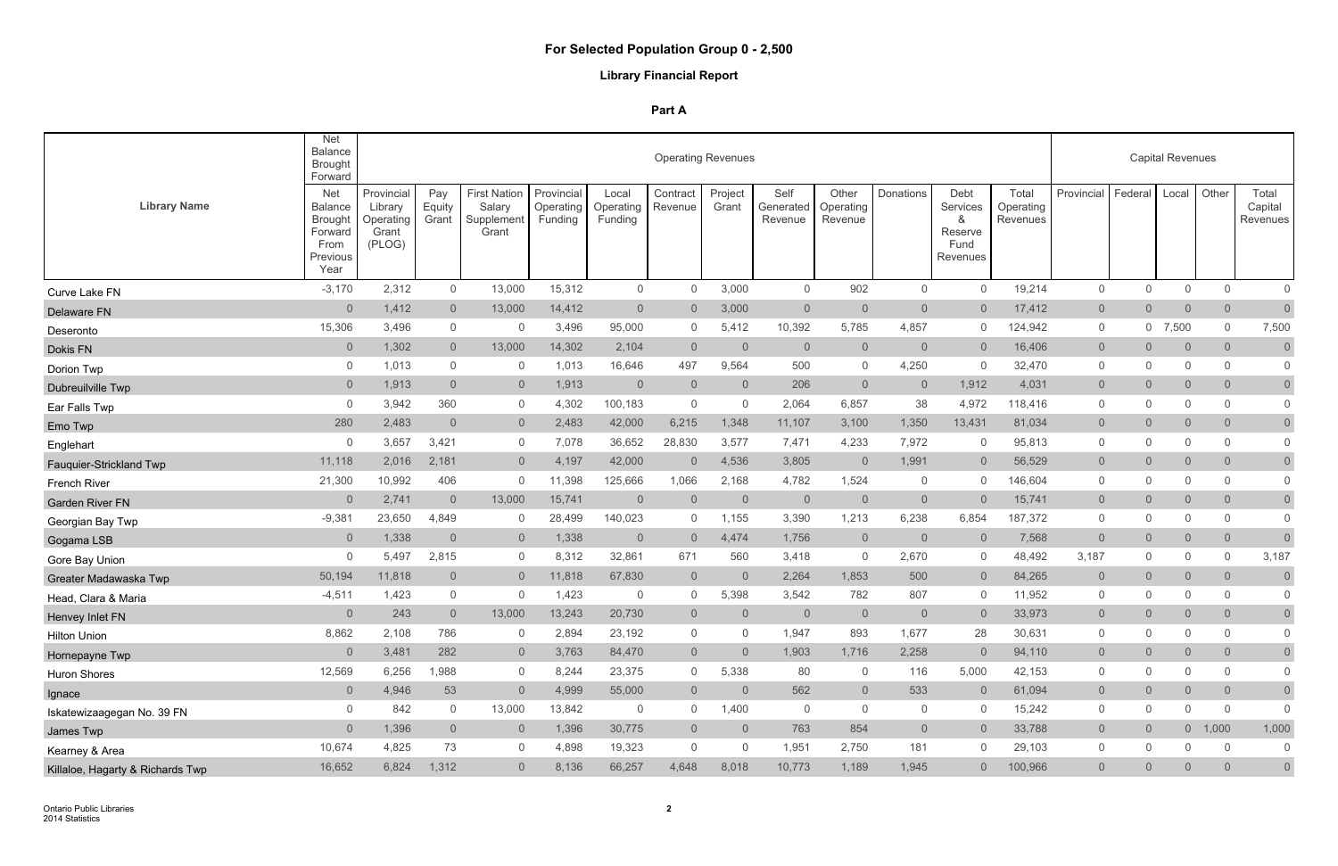# For Selected Population Group 0 - 2,500

## Library Financial Report

### Part A

| Library Name | Net Balance Brought Forward | Operating Revenues | | | | | | | | | | | | Capital Revenues | | | | |
|---|---|---|---|---|---|---|---|---|---|---|---|---|---|---|---|---|---|---|
| | Net Balance Brought Forward From Previous Year | Provincial Library Operating Grant (PLOG) | Pay Equity Grant | First Nation Salary Supplement Grant | Provincial Operating Funding | Local Operating Funding | Contract Revenue | Project Grant | Self Generated Revenue | Other Operating Revenue | Donations | Debt Services & Reserve Fund Revenues | Total Operating Revenues | Provincial | Federal | Local | Other | Total Capital Revenues |
| Curve Lake FN | -3,170 | 2,312 | 0 | 13,000 | 15,312 | 0 | 0 | 3,000 | 0 | 902 | 0 | 0 | 19,214 | 0 | 0 | 0 | 0 | 0 |
| Delaware FN | 0 | 1,412 | 0 | 13,000 | 14,412 | 0 | 0 | 3,000 | 0 | 0 | 0 | 0 | 17,412 | 0 | 0 | 0 | 0 | 0 |
| Deseronto | 15,306 | 3,496 | 0 | 0 | 3,496 | 95,000 | 0 | 5,412 | 10,392 | 5,785 | 4,857 | 0 | 124,942 | 0 | 0 | 7,500 | 0 | 7,500 |
| Dokis FN | 0 | 1,302 | 0 | 13,000 | 14,302 | 2,104 | 0 | 0 | 0 | 0 | 0 | 0 | 16,406 | 0 | 0 | 0 | 0 | 0 |
| Dorion Twp | 0 | 1,013 | 0 | 0 | 1,013 | 16,646 | 497 | 9,564 | 500 | 0 | 4,250 | 0 | 32,470 | 0 | 0 | 0 | 0 | 0 |
| Dubreuilville Twp | 0 | 1,913 | 0 | 0 | 1,913 | 0 | 0 | 0 | 206 | 0 | 0 | 1,912 | 4,031 | 0 | 0 | 0 | 0 | 0 |
| Ear Falls Twp | 0 | 3,942 | 360 | 0 | 4,302 | 100,183 | 0 | 0 | 2,064 | 6,857 | 38 | 4,972 | 118,416 | 0 | 0 | 0 | 0 | 0 |
| Emo Twp | 280 | 2,483 | 0 | 0 | 2,483 | 42,000 | 6,215 | 1,348 | 11,107 | 3,100 | 1,350 | 13,431 | 81,034 | 0 | 0 | 0 | 0 | 0 |
| Englehart | 0 | 3,657 | 3,421 | 0 | 7,078 | 36,652 | 28,830 | 3,577 | 7,471 | 4,233 | 7,972 | 0 | 95,813 | 0 | 0 | 0 | 0 | 0 |
| Fauquier-Strickland Twp | 11,118 | 2,016 | 2,181 | 0 | 4,197 | 42,000 | 0 | 4,536 | 3,805 | 0 | 1,991 | 0 | 56,529 | 0 | 0 | 0 | 0 | 0 |
| French River | 21,300 | 10,992 | 406 | 0 | 11,398 | 125,666 | 1,066 | 2,168 | 4,782 | 1,524 | 0 | 0 | 146,604 | 0 | 0 | 0 | 0 | 0 |
| Garden River FN | 0 | 2,741 | 0 | 13,000 | 15,741 | 0 | 0 | 0 | 0 | 0 | 0 | 0 | 15,741 | 0 | 0 | 0 | 0 | 0 |
| Georgian Bay Twp | -9,381 | 23,650 | 4,849 | 0 | 28,499 | 140,023 | 0 | 1,155 | 3,390 | 1,213 | 6,238 | 6,854 | 187,372 | 0 | 0 | 0 | 0 | 0 |
| Gogama LSB | 0 | 1,338 | 0 | 0 | 1,338 | 0 | 0 | 4,474 | 1,756 | 0 | 0 | 0 | 7,568 | 0 | 0 | 0 | 0 | 0 |
| Gore Bay Union | 0 | 5,497 | 2,815 | 0 | 8,312 | 32,861 | 671 | 560 | 3,418 | 0 | 2,670 | 0 | 48,492 | 3,187 | 0 | 0 | 0 | 3,187 |
| Greater Madawaska Twp | 50,194 | 11,818 | 0 | 0 | 11,818 | 67,830 | 0 | 0 | 2,264 | 1,853 | 500 | 0 | 84,265 | 0 | 0 | 0 | 0 | 0 |
| Head, Clara & Maria | -4,511 | 1,423 | 0 | 0 | 1,423 | 0 | 0 | 5,398 | 3,542 | 782 | 807 | 0 | 11,952 | 0 | 0 | 0 | 0 | 0 |
| Henvey Inlet FN | 0 | 243 | 0 | 13,000 | 13,243 | 20,730 | 0 | 0 | 0 | 0 | 0 | 0 | 33,973 | 0 | 0 | 0 | 0 | 0 |
| Hilton Union | 8,862 | 2,108 | 786 | 0 | 2,894 | 23,192 | 0 | 0 | 1,947 | 893 | 1,677 | 28 | 30,631 | 0 | 0 | 0 | 0 | 0 |
| Hornepayne Twp | 0 | 3,481 | 282 | 0 | 3,763 | 84,470 | 0 | 0 | 1,903 | 1,716 | 2,258 | 0 | 94,110 | 0 | 0 | 0 | 0 | 0 |
| Huron Shores | 12,569 | 6,256 | 1,988 | 0 | 8,244 | 23,375 | 0 | 5,338 | 80 | 0 | 116 | 5,000 | 42,153 | 0 | 0 | 0 | 0 | 0 |
| Ignace | 0 | 4,946 | 53 | 0 | 4,999 | 55,000 | 0 | 0 | 562 | 0 | 533 | 0 | 61,094 | 0 | 0 | 0 | 0 | 0 |
| Iskatewizaagegan No. 39 FN | 0 | 842 | 0 | 13,000 | 13,842 | 0 | 0 | 1,400 | 0 | 0 | 0 | 0 | 15,242 | 0 | 0 | 0 | 0 | 0 |
| James Twp | 0 | 1,396 | 0 | 0 | 1,396 | 30,775 | 0 | 0 | 763 | 854 | 0 | 0 | 33,788 | 0 | 0 | 0 | 1,000 | 1,000 |
| Kearney & Area | 10,674 | 4,825 | 73 | 0 | 4,898 | 19,323 | 0 | 0 | 1,951 | 2,750 | 181 | 0 | 29,103 | 0 | 0 | 0 | 0 | 0 |
| Killaloe, Hagarty & Richards Twp | 16,652 | 6,824 | 1,312 | 0 | 8,136 | 66,257 | 4,648 | 8,018 | 10,773 | 1,189 | 1,945 | 0 | 100,966 | 0 | 0 | 0 | 0 | 0 |

Ontario Public Libraries
2014 Statistics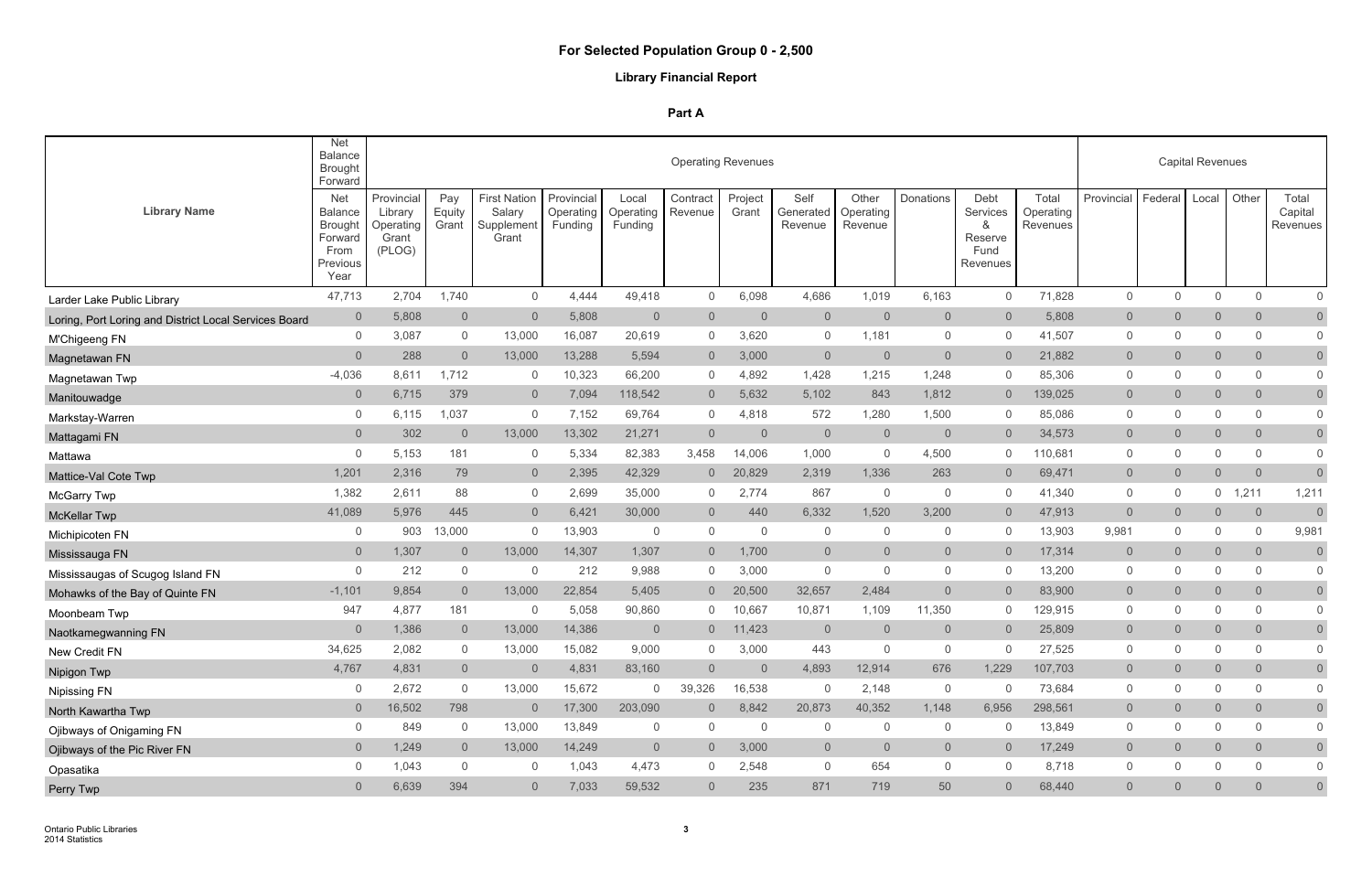# For Selected Population Group 0 - 2,500

## Library Financial Report

### Part A

| Library Name | Net Balance Brought Forward | Operating Revenues | | | | | | | | | | | | Capital Revenues | | | | |
|---|---|---|---|---|---|---|---|---|---|---|---|---|---|---|---|---|---|---|
| | Net Balance Brought Forward From Previous Year | Provincial Library Operating Grant (PLOG) | Pay Equity Grant | First Nation Salary Supplement Grant | Provincial Operating Funding | Local Operating Funding | Contract Revenue | Project Grant | Self Generated Revenue | Other Operating Revenue | Donations | Debt Services & Reserve Fund Revenues | Total Operating Revenues | Provincial | Federal | Local | Other | Total Capital Revenues |
| Larder Lake Public Library | 47,713 | 2,704 | 1,740 | 0 | 4,444 | 49,418 | 0 | 6,098 | 4,686 | 1,019 | 6,163 | 0 | 71,828 | 0 | 0 | 0 | 0 | 0 |
| Loring, Port Loring and District Local Services Board | 0 | 5,808 | 0 | 0 | 5,808 | 0 | 0 | 0 | 0 | 0 | 0 | 0 | 5,808 | 0 | 0 | 0 | 0 | 0 |
| M'Chigeeng FN | 0 | 3,087 | 0 | 13,000 | 16,087 | 20,619 | 0 | 3,620 | 0 | 1,181 | 0 | 0 | 41,507 | 0 | 0 | 0 | 0 | 0 |
| Magnetawan FN | 0 | 288 | 0 | 13,000 | 13,288 | 5,594 | 0 | 3,000 | 0 | 0 | 0 | 0 | 21,882 | 0 | 0 | 0 | 0 | 0 |
| Magnetawan Twp | -4,036 | 8,611 | 1,712 | 0 | 10,323 | 66,200 | 0 | 4,892 | 1,428 | 1,215 | 1,248 | 0 | 85,306 | 0 | 0 | 0 | 0 | 0 |
| Manitouwadge | 0 | 6,715 | 379 | 0 | 7,094 | 118,542 | 0 | 5,632 | 5,102 | 843 | 1,812 | 0 | 139,025 | 0 | 0 | 0 | 0 | 0 |
| Markstay-Warren | 0 | 6,115 | 1,037 | 0 | 7,152 | 69,764 | 0 | 4,818 | 572 | 1,280 | 1,500 | 0 | 85,086 | 0 | 0 | 0 | 0 | 0 |
| Mattagami FN | 0 | 302 | 0 | 13,000 | 13,302 | 21,271 | 0 | 0 | 0 | 0 | 0 | 0 | 34,573 | 0 | 0 | 0 | 0 | 0 |
| Mattawa | 0 | 5,153 | 181 | 0 | 5,334 | 82,383 | 3,458 | 14,006 | 1,000 | 0 | 4,500 | 0 | 110,681 | 0 | 0 | 0 | 0 | 0 |
| Mattice-Val Cote Twp | 1,201 | 2,316 | 79 | 0 | 2,395 | 42,329 | 0 | 20,829 | 2,319 | 1,336 | 263 | 0 | 69,471 | 0 | 0 | 0 | 0 | 0 |
| McGarry Twp | 1,382 | 2,611 | 88 | 0 | 2,699 | 35,000 | 0 | 2,774 | 867 | 0 | 0 | 0 | 41,340 | 0 | 0 | 0 | 1,211 | 1,211 |
| McKellar Twp | 41,089 | 5,976 | 445 | 0 | 6,421 | 30,000 | 0 | 440 | 6,332 | 1,520 | 3,200 | 0 | 47,913 | 0 | 0 | 0 | 0 | 0 |
| Michipicoten FN | 0 | 903 | 13,000 | 0 | 13,903 | 0 | 0 | 0 | 0 | 0 | 0 | 0 | 13,903 | 9,981 | 0 | 0 | 0 | 9,981 |
| Mississauga FN | 0 | 1,307 | 0 | 13,000 | 14,307 | 1,307 | 0 | 1,700 | 0 | 0 | 0 | 0 | 17,314 | 0 | 0 | 0 | 0 | 0 |
| Mississaugas of Scugog Island FN | 0 | 212 | 0 | 0 | 212 | 9,988 | 0 | 3,000 | 0 | 0 | 0 | 0 | 13,200 | 0 | 0 | 0 | 0 | 0 |
| Mohawks of the Bay of Quinte FN | -1,101 | 9,854 | 0 | 13,000 | 22,854 | 5,405 | 0 | 20,500 | 32,657 | 2,484 | 0 | 0 | 83,900 | 0 | 0 | 0 | 0 | 0 |
| Moonbeam Twp | 947 | 4,877 | 181 | 0 | 5,058 | 90,860 | 0 | 10,667 | 10,871 | 1,109 | 11,350 | 0 | 129,915 | 0 | 0 | 0 | 0 | 0 |
| Naotkamegwanning FN | 0 | 1,386 | 0 | 13,000 | 14,386 | 0 | 0 | 11,423 | 0 | 0 | 0 | 0 | 25,809 | 0 | 0 | 0 | 0 | 0 |
| New Credit FN | 34,625 | 2,082 | 0 | 13,000 | 15,082 | 9,000 | 0 | 3,000 | 443 | 0 | 0 | 0 | 27,525 | 0 | 0 | 0 | 0 | 0 |
| Nipigon Twp | 4,767 | 4,831 | 0 | 0 | 4,831 | 83,160 | 0 | 0 | 4,893 | 12,914 | 676 | 1,229 | 107,703 | 0 | 0 | 0 | 0 | 0 |
| Nipissing FN | 0 | 2,672 | 0 | 13,000 | 15,672 | 0 | 39,326 | 16,538 | 0 | 2,148 | 0 | 0 | 73,684 | 0 | 0 | 0 | 0 | 0 |
| North Kawartha Twp | 0 | 16,502 | 798 | 0 | 17,300 | 203,090 | 0 | 8,842 | 20,873 | 40,352 | 1,148 | 6,956 | 298,561 | 0 | 0 | 0 | 0 | 0 |
| Ojibways of Onigaming FN | 0 | 849 | 0 | 13,000 | 13,849 | 0 | 0 | 0 | 0 | 0 | 0 | 0 | 13,849 | 0 | 0 | 0 | 0 | 0 |
| Ojibways of the Pic River FN | 0 | 1,249 | 0 | 13,000 | 14,249 | 0 | 0 | 3,000 | 0 | 0 | 0 | 0 | 17,249 | 0 | 0 | 0 | 0 | 0 |
| Opasatika | 0 | 1,043 | 0 | 0 | 1,043 | 4,473 | 0 | 2,548 | 0 | 654 | 0 | 0 | 8,718 | 0 | 0 | 0 | 0 | 0 |
| Perry Twp | 0 | 6,639 | 394 | 0 | 7,033 | 59,532 | 0 | 235 | 871 | 719 | 50 | 0 | 68,440 | 0 | 0 | 0 | 0 | 0 |

Ontario Public Libraries
2014 Statistics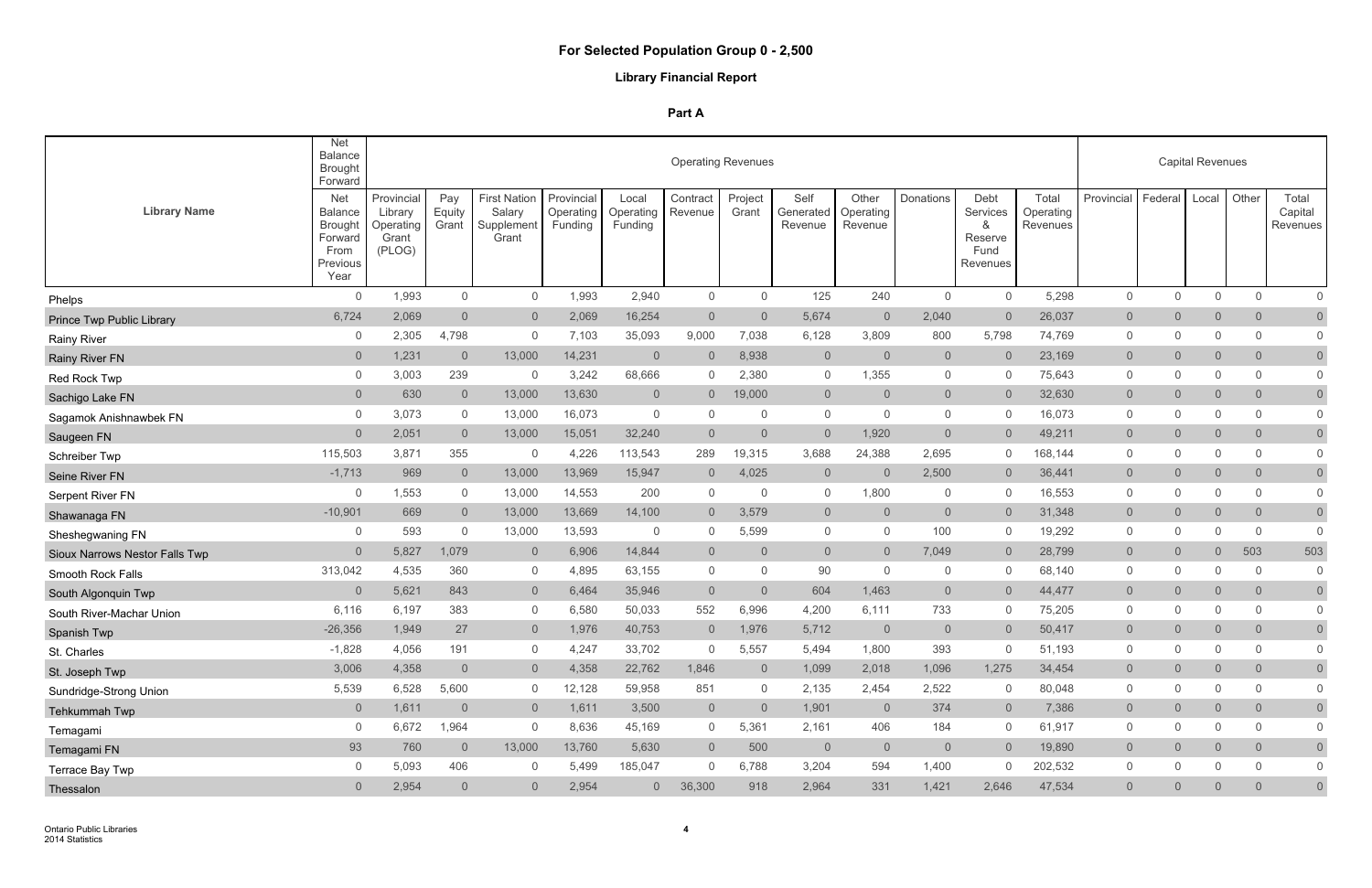# For Selected Population Group 0 - 2,500

## Library Financial Report

### Part A

| Library Name | Net Balance Brought Forward | Operating Revenues | | | | | | | | | | | | Capital Revenues | | | | |
|---|---|---|---|---|---|---|---|---|---|---|---|---|---|---|---|---|---|---|
| | Net Balance Brought Forward From Previous Year | Provincial Library Operating Grant (PLOG) | Pay Equity Grant | First Nation Salary Supplement Grant | Provincial Operating Funding | Local Operating Funding | Contract Revenue | Project Grant | Self Generated Revenue | Other Operating Revenue | Donations | Debt Services & Reserve Fund Revenues | Total Operating Revenues | Provincial | Federal | Local | Other | Total Capital Revenues |
| Phelps | 0 | 1,993 | 0 | 0 | 1,993 | 2,940 | 0 | 0 | 125 | 240 | 0 | 0 | 5,298 | 0 | 0 | 0 | 0 | 0 |
| Prince Twp Public Library | 6,724 | 2,069 | 0 | 0 | 2,069 | 16,254 | 0 | 0 | 5,674 | 0 | 2,040 | 0 | 26,037 | 0 | 0 | 0 | 0 | 0 |
| Rainy River | 0 | 2,305 | 4,798 | 0 | 7,103 | 35,093 | 9,000 | 7,038 | 6,128 | 3,809 | 800 | 5,798 | 74,769 | 0 | 0 | 0 | 0 | 0 |
| Rainy River FN | 0 | 1,231 | 0 | 13,000 | 14,231 | 0 | 0 | 8,938 | 0 | 0 | 0 | 0 | 23,169 | 0 | 0 | 0 | 0 | 0 |
| Red Rock Twp | 0 | 3,003 | 239 | 0 | 3,242 | 68,666 | 0 | 2,380 | 0 | 1,355 | 0 | 0 | 75,643 | 0 | 0 | 0 | 0 | 0 |
| Sachigo Lake FN | 0 | 630 | 0 | 13,000 | 13,630 | 0 | 0 | 19,000 | 0 | 0 | 0 | 0 | 32,630 | 0 | 0 | 0 | 0 | 0 |
| Sagamok Anishnawbek FN | 0 | 3,073 | 0 | 13,000 | 16,073 | 0 | 0 | 0 | 0 | 0 | 0 | 0 | 16,073 | 0 | 0 | 0 | 0 | 0 |
| Saugeen FN | 0 | 2,051 | 0 | 13,000 | 15,051 | 32,240 | 0 | 0 | 0 | 1,920 | 0 | 0 | 49,211 | 0 | 0 | 0 | 0 | 0 |
| Schreiber Twp | 115,503 | 3,871 | 355 | 0 | 4,226 | 113,543 | 289 | 19,315 | 3,688 | 24,388 | 2,695 | 0 | 168,144 | 0 | 0 | 0 | 0 | 0 |
| Seine River FN | -1,713 | 969 | 0 | 13,000 | 13,969 | 15,947 | 0 | 4,025 | 0 | 0 | 2,500 | 0 | 36,441 | 0 | 0 | 0 | 0 | 0 |
| Serpent River FN | 0 | 1,553 | 0 | 13,000 | 14,553 | 200 | 0 | 0 | 0 | 1,800 | 0 | 0 | 16,553 | 0 | 0 | 0 | 0 | 0 |
| Shawanaga FN | -10,901 | 669 | 0 | 13,000 | 13,669 | 14,100 | 0 | 3,579 | 0 | 0 | 0 | 0 | 31,348 | 0 | 0 | 0 | 0 | 0 |
| Sheshegwaning FN | 0 | 593 | 0 | 13,000 | 13,593 | 0 | 0 | 5,599 | 0 | 0 | 100 | 0 | 19,292 | 0 | 0 | 0 | 0 | 0 |
| Sioux Narrows Nestor Falls Twp | 0 | 5,827 | 1,079 | 0 | 6,906 | 14,844 | 0 | 0 | 0 | 0 | 7,049 | 0 | 28,799 | 0 | 0 | 0 | 503 | 503 |
| Smooth Rock Falls | 313,042 | 4,535 | 360 | 0 | 4,895 | 63,155 | 0 | 0 | 90 | 0 | 0 | 0 | 68,140 | 0 | 0 | 0 | 0 | 0 |
| South Algonquin Twp | 0 | 5,621 | 843 | 0 | 6,464 | 35,946 | 0 | 0 | 604 | 1,463 | 0 | 0 | 44,477 | 0 | 0 | 0 | 0 | 0 |
| South River-Machar Union | 6,116 | 6,197 | 383 | 0 | 6,580 | 50,033 | 552 | 6,996 | 4,200 | 6,111 | 733 | 0 | 75,205 | 0 | 0 | 0 | 0 | 0 |
| Spanish Twp | -26,356 | 1,949 | 27 | 0 | 1,976 | 40,753 | 0 | 1,976 | 5,712 | 0 | 0 | 0 | 50,417 | 0 | 0 | 0 | 0 | 0 |
| St. Charles | -1,828 | 4,056 | 191 | 0 | 4,247 | 33,702 | 0 | 5,557 | 5,494 | 1,800 | 393 | 0 | 51,193 | 0 | 0 | 0 | 0 | 0 |
| St. Joseph Twp | 3,006 | 4,358 | 0 | 0 | 4,358 | 22,762 | 1,846 | 0 | 1,099 | 2,018 | 1,096 | 1,275 | 34,454 | 0 | 0 | 0 | 0 | 0 |
| Sundridge-Strong Union | 5,539 | 6,528 | 5,600 | 0 | 12,128 | 59,958 | 851 | 0 | 2,135 | 2,454 | 2,522 | 0 | 80,048 | 0 | 0 | 0 | 0 | 0 |
| Tehkummah Twp | 0 | 1,611 | 0 | 0 | 1,611 | 3,500 | 0 | 0 | 1,901 | 0 | 374 | 0 | 7,386 | 0 | 0 | 0 | 0 | 0 |
| Temagami | 0 | 6,672 | 1,964 | 0 | 8,636 | 45,169 | 0 | 5,361 | 2,161 | 406 | 184 | 0 | 61,917 | 0 | 0 | 0 | 0 | 0 |
| Temagami FN | 93 | 760 | 0 | 13,000 | 13,760 | 5,630 | 0 | 500 | 0 | 0 | 0 | 0 | 19,890 | 0 | 0 | 0 | 0 | 0 |
| Terrace Bay Twp | 0 | 5,093 | 406 | 0 | 5,499 | 185,047 | 0 | 6,788 | 3,204 | 594 | 1,400 | 0 | 202,532 | 0 | 0 | 0 | 0 | 0 |
| Thessalon | 0 | 2,954 | 0 | 0 | 2,954 | 0 | 36,300 | 918 | 2,964 | 331 | 1,421 | 2,646 | 47,534 | 0 | 0 | 0 | 0 | 0 |

Ontario Public Libraries
2014 Statistics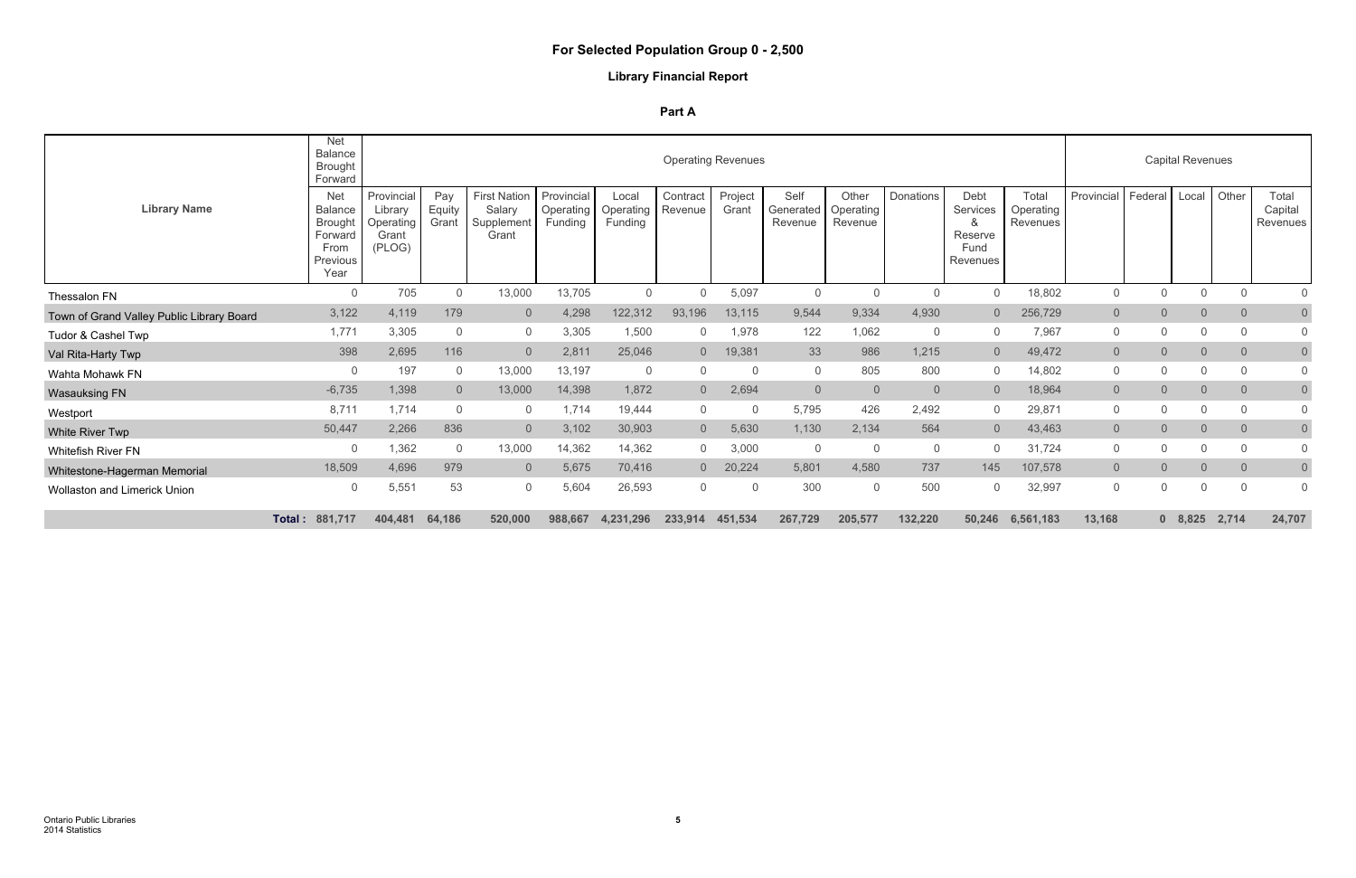# For Selected Population Group 0 - 2,500

## Library Financial Report

### Part A

| Library Name | Net Balance Brought Forward | Operating Revenues | | | | | | | | | | | | Capital Revenues | | | | |
|---|---|---|---|---|---|---|---|---|---|---|---|---|---|---|---|---|---|---|
| | Net Balance Brought Forward From Previous Year | Provincial Library Operating Grant (PLOG) | Pay Equity Grant | First Nation Salary Supplement Grant | Provincial Operating Funding | Local Operating Funding | Contract Revenue | Project Grant | Self Generated Revenue | Other Operating Revenue | Donations | Debt Services & Reserve Fund Revenues | Total Operating Revenues | Provincial | Federal | Local | Other | Total Capital Revenues |
| Thessalon FN | 0 | 705 | 0 | 13,000 | 13,705 | 0 | 0 | 5,097 | 0 | 0 | 0 | 0 | 18,802 | 0 | 0 | 0 | 0 | 0 |
| Town of Grand Valley Public Library Board | 3,122 | 4,119 | 179 | 0 | 4,298 | 122,312 | 93,196 | 13,115 | 9,544 | 9,334 | 4,930 | 0 | 256,729 | 0 | 0 | 0 | 0 | 0 |
| Tudor & Cashel Twp | 1,771 | 3,305 | 0 | 0 | 3,305 | 1,500 | 0 | 1,978 | 122 | 1,062 | 0 | 0 | 7,967 | 0 | 0 | 0 | 0 | 0 |
| Val Rita-Harty Twp | 398 | 2,695 | 116 | 0 | 2,811 | 25,046 | 0 | 19,381 | 33 | 986 | 1,215 | 0 | 49,472 | 0 | 0 | 0 | 0 | 0 |
| Wahta Mohawk FN | 0 | 197 | 0 | 13,000 | 13,197 | 0 | 0 | 0 | 0 | 805 | 800 | 0 | 14,802 | 0 | 0 | 0 | 0 | 0 |
| Wasauksing FN | -6,735 | 1,398 | 0 | 13,000 | 14,398 | 1,872 | 0 | 2,694 | 0 | 0 | 0 | 0 | 18,964 | 0 | 0 | 0 | 0 | 0 |
| Westport | 8,711 | 1,714 | 0 | 0 | 1,714 | 19,444 | 0 | 0 | 5,795 | 426 | 2,492 | 0 | 29,871 | 0 | 0 | 0 | 0 | 0 |
| White River Twp | 50,447 | 2,266 | 836 | 0 | 3,102 | 30,903 | 0 | 5,630 | 1,130 | 2,134 | 564 | 0 | 43,463 | 0 | 0 | 0 | 0 | 0 |
| Whitefish River FN | 0 | 1,362 | 0 | 13,000 | 14,362 | 14,362 | 0 | 3,000 | 0 | 0 | 0 | 0 | 31,724 | 0 | 0 | 0 | 0 | 0 |
| Whitestone-Hagerman Memorial | 18,509 | 4,696 | 979 | 0 | 5,675 | 70,416 | 0 | 20,224 | 5,801 | 4,580 | 737 | 145 | 107,578 | 0 | 0 | 0 | 0 | 0 |
| Wollaston and Limerick Union | 0 | 5,551 | 53 | 0 | 5,604 | 26,593 | 0 | 0 | 300 | 0 | 500 | 0 | 32,997 | 0 | 0 | 0 | 0 | 0 |
| **Total :** | **881,717** | **404,481** | **64,186** | **520,000** | **988,667** | **4,231,296** | **233,914** | **451,534** | **267,729** | **205,577** | **132,220** | **50,246** | **6,561,183** | **13,168** | **0** | **8,825** | **2,714** | **24,707** |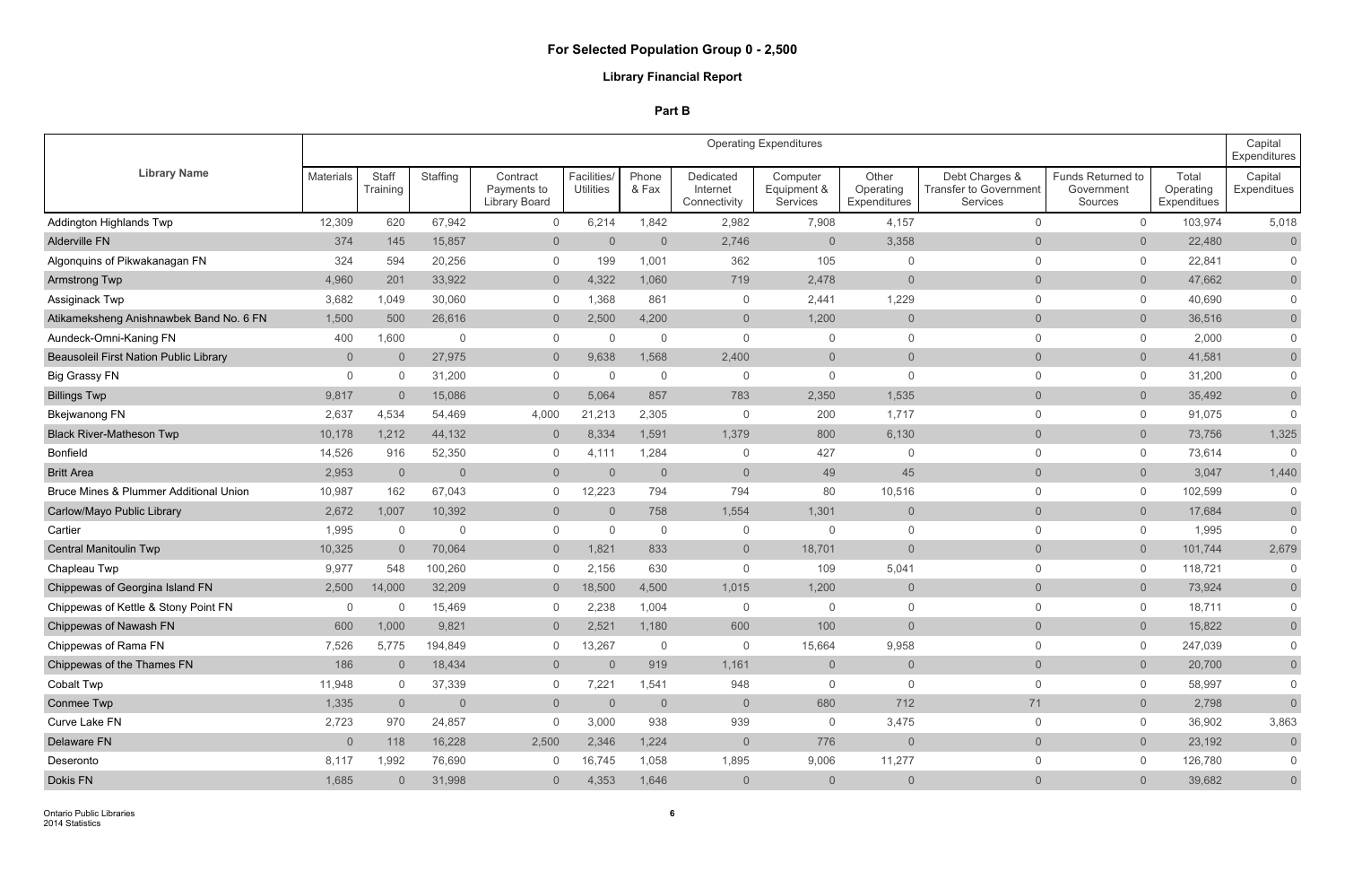# For Selected Population Group 0 - 2,500

## Library Financial Report

### Part B

| Library Name | Operating Expenditures | | | | | | | | | | | | Capital Expenditures |
|---|---|---|---|---|---|---|---|---|---|---|---|---|---|
| | Materials | Staff Training | Staffing | Contract Payments to Library Board | Facilities/ Utilities | Phone & Fax | Dedicated Internet Connectivity | Computer Equipment & Services | Other Operating Expenditures | Debt Charges & Transfer to Government Services | Funds Returned to Government Sources | Total Operating Expenditures | Capital Expenditures |
| Addington Highlands Twp | 12,309 | 620 | 67,942 | 0 | 6,214 | 1,842 | 2,982 | 7,908 | 4,157 | 0 | 0 | 103,974 | 5,018 |
| Alderville FN | 374 | 145 | 15,857 | 0 | 0 | 0 | 2,746 | 0 | 3,358 | 0 | 0 | 22,480 | 0 |
| Algonquins of Pikwakanagan FN | 324 | 594 | 20,256 | 0 | 199 | 1,001 | 362 | 105 | 0 | 0 | 0 | 22,841 | 0 |
| Armstrong Twp | 4,960 | 201 | 33,922 | 0 | 4,322 | 1,060 | 719 | 2,478 | 0 | 0 | 0 | 47,662 | 0 |
| Assiginack Twp | 3,682 | 1,049 | 30,060 | 0 | 1,368 | 861 | 0 | 2,441 | 1,229 | 0 | 0 | 40,690 | 0 |
| Atikameksheng Anishnawbek Band No. 6 FN | 1,500 | 500 | 26,616 | 0 | 2,500 | 4,200 | 0 | 1,200 | 0 | 0 | 0 | 36,516 | 0 |
| Aundeck-Omni-Kaning FN | 400 | 1,600 | 0 | 0 | 0 | 0 | 0 | 0 | 0 | 0 | 0 | 2,000 | 0 |
| Beausoleil First Nation Public Library | 0 | 0 | 27,975 | 0 | 9,638 | 1,568 | 2,400 | 0 | 0 | 0 | 0 | 41,581 | 0 |
| Big Grassy FN | 0 | 0 | 31,200 | 0 | 0 | 0 | 0 | 0 | 0 | 0 | 0 | 31,200 | 0 |
| Billings Twp | 9,817 | 0 | 15,086 | 0 | 5,064 | 857 | 783 | 2,350 | 1,535 | 0 | 0 | 35,492 | 0 |
| Bkejwanong FN | 2,637 | 4,534 | 54,469 | 4,000 | 21,213 | 2,305 | 0 | 200 | 1,717 | 0 | 0 | 91,075 | 0 |
| Black River-Matheson Twp | 10,178 | 1,212 | 44,132 | 0 | 8,334 | 1,591 | 1,379 | 800 | 6,130 | 0 | 0 | 73,756 | 1,325 |
| Bonfield | 14,526 | 916 | 52,350 | 0 | 4,111 | 1,284 | 0 | 427 | 0 | 0 | 0 | 73,614 | 0 |
| Britt Area | 2,953 | 0 | 0 | 0 | 0 | 0 | 0 | 49 | 45 | 0 | 0 | 3,047 | 1,440 |
| Bruce Mines & Plummer Additional Union | 10,987 | 162 | 67,043 | 0 | 12,223 | 794 | 794 | 80 | 10,516 | 0 | 0 | 102,599 | 0 |
| Carlow/Mayo Public Library | 2,672 | 1,007 | 10,392 | 0 | 0 | 758 | 1,554 | 1,301 | 0 | 0 | 0 | 17,684 | 0 |
| Cartier | 1,995 | 0 | 0 | 0 | 0 | 0 | 0 | 0 | 0 | 0 | 0 | 1,995 | 0 |
| Central Manitoulin Twp | 10,325 | 0 | 70,064 | 0 | 1,821 | 833 | 0 | 18,701 | 0 | 0 | 0 | 101,744 | 2,679 |
| Chapleau Twp | 9,977 | 548 | 100,260 | 0 | 2,156 | 630 | 0 | 109 | 5,041 | 0 | 0 | 118,721 | 0 |
| Chippewas of Georgina Island FN | 2,500 | 14,000 | 32,209 | 0 | 18,500 | 4,500 | 1,015 | 1,200 | 0 | 0 | 0 | 73,924 | 0 |
| Chippewas of Kettle & Stony Point FN | 0 | 0 | 15,469 | 0 | 2,238 | 1,004 | 0 | 0 | 0 | 0 | 0 | 18,711 | 0 |
| Chippewas of Nawash FN | 600 | 1,000 | 9,821 | 0 | 2,521 | 1,180 | 600 | 100 | 0 | 0 | 0 | 15,822 | 0 |
| Chippewas of Rama FN | 7,526 | 5,775 | 194,849 | 0 | 13,267 | 0 | 0 | 15,664 | 9,958 | 0 | 0 | 247,039 | 0 |
| Chippewas of the Thames FN | 186 | 0 | 18,434 | 0 | 0 | 919 | 1,161 | 0 | 0 | 0 | 0 | 20,700 | 0 |
| Cobalt Twp | 11,948 | 0 | 37,339 | 0 | 7,221 | 1,541 | 948 | 0 | 0 | 0 | 0 | 58,997 | 0 |
| Conmee Twp | 1,335 | 0 | 0 | 0 | 0 | 0 | 0 | 680 | 712 | 71 | 0 | 2,798 | 0 |
| Curve Lake FN | 2,723 | 970 | 24,857 | 0 | 3,000 | 938 | 939 | 0 | 3,475 | 0 | 0 | 36,902 | 3,863 |
| Delaware FN | 0 | 118 | 16,228 | 2,500 | 2,346 | 1,224 | 0 | 776 | 0 | 0 | 0 | 23,192 | 0 |
| Deseronto | 8,117 | 1,992 | 76,690 | 0 | 16,745 | 1,058 | 1,895 | 9,006 | 11,277 | 0 | 0 | 126,780 | 0 |
| Dokis FN | 1,685 | 0 | 31,998 | 0 | 4,353 | 1,646 | 0 | 0 | 0 | 0 | 0 | 39,682 | 0 |

Ontario Public Libraries
2014 Statistics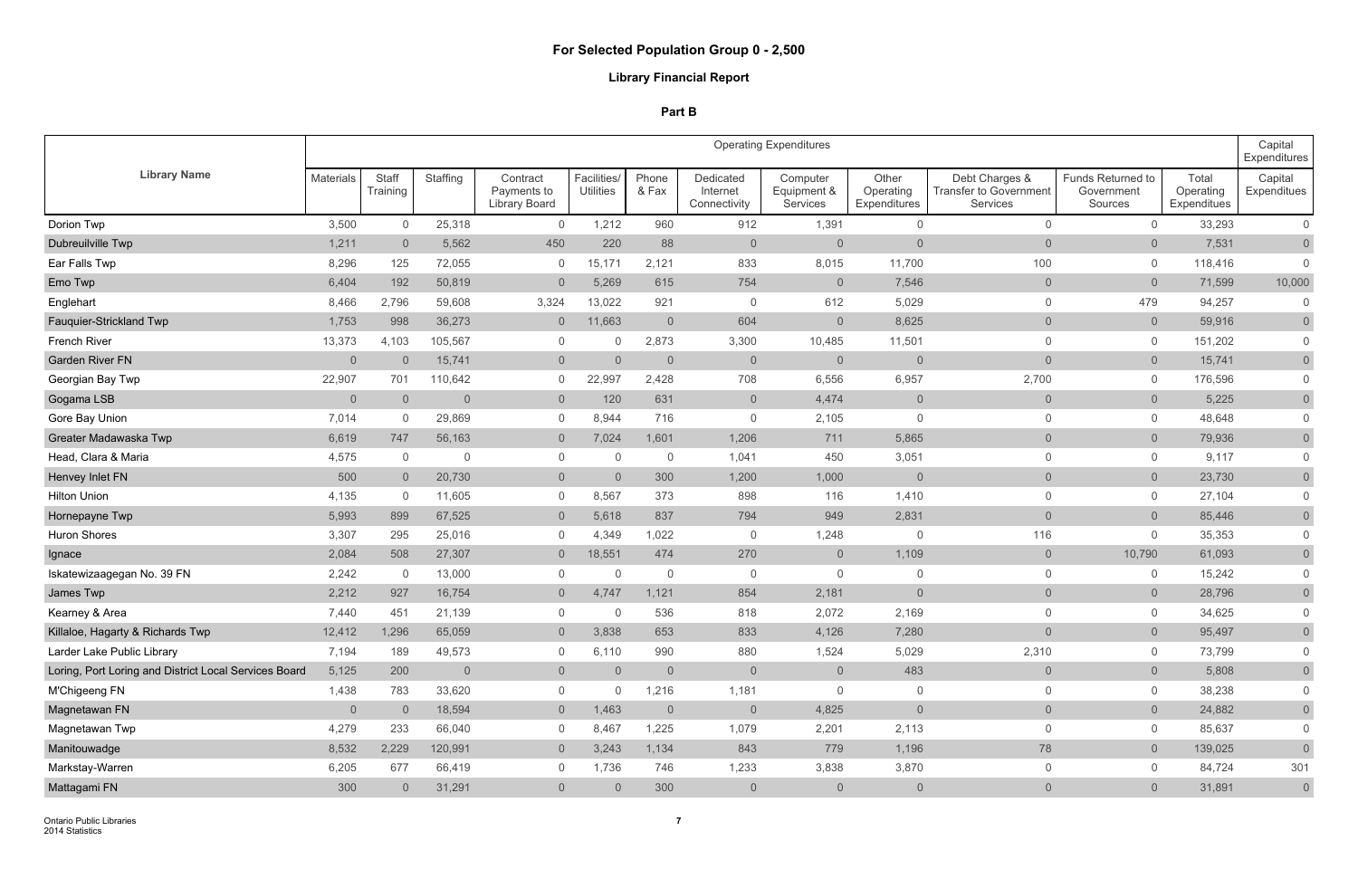# For Selected Population Group 0 - 2,500

## Library Financial Report

### Part B

| Library Name | Operating Expenditures | | | | | | | | | | | | Capital Expenditures |
|---|---|---|---|---|---|---|---|---|---|---|---|---|---|
| | Materials | Staff Training | Staffing | Contract Payments to Library Board | Facilities/ Utilities | Phone & Fax | Dedicated Internet Connectivity | Computer Equipment & Services | Other Operating Expenditures | Debt Charges & Transfer to Government Services | Funds Returned to Government Sources | Total Operating Expenditures | Capital Expenditures |
| Dorion Twp | 3,500 | 0 | 25,318 | 0 | 1,212 | 960 | 912 | 1,391 | 0 | 0 | 0 | 33,293 | 0 |
| Dubreuilville Twp | 1,211 | 0 | 5,562 | 450 | 220 | 88 | 0 | 0 | 0 | 0 | 0 | 7,531 | 0 |
| Ear Falls Twp | 8,296 | 125 | 72,055 | 0 | 15,171 | 2,121 | 833 | 8,015 | 11,700 | 100 | 0 | 118,416 | 0 |
| Emo Twp | 6,404 | 192 | 50,819 | 0 | 5,269 | 615 | 754 | 0 | 7,546 | 0 | 0 | 71,599 | 10,000 |
| Englehart | 8,466 | 2,796 | 59,608 | 3,324 | 13,022 | 921 | 0 | 612 | 5,029 | 0 | 479 | 94,257 | 0 |
| Fauquier-Strickland Twp | 1,753 | 998 | 36,273 | 0 | 11,663 | 0 | 604 | 0 | 8,625 | 0 | 0 | 59,916 | 0 |
| French River | 13,373 | 4,103 | 105,567 | 0 | 0 | 2,873 | 3,300 | 10,485 | 11,501 | 0 | 0 | 151,202 | 0 |
| Garden River FN | 0 | 0 | 15,741 | 0 | 0 | 0 | 0 | 0 | 0 | 0 | 0 | 15,741 | 0 |
| Georgian Bay Twp | 22,907 | 701 | 110,642 | 0 | 22,997 | 2,428 | 708 | 6,556 | 6,957 | 2,700 | 0 | 176,596 | 0 |
| Gogama LSB | 0 | 0 | 0 | 0 | 120 | 631 | 0 | 4,474 | 0 | 0 | 0 | 5,225 | 0 |
| Gore Bay Union | 7,014 | 0 | 29,869 | 0 | 8,944 | 716 | 0 | 2,105 | 0 | 0 | 0 | 48,648 | 0 |
| Greater Madawaska Twp | 6,619 | 747 | 56,163 | 0 | 7,024 | 1,601 | 1,206 | 711 | 5,865 | 0 | 0 | 79,936 | 0 |
| Head, Clara & Maria | 4,575 | 0 | 0 | 0 | 0 | 0 | 1,041 | 450 | 3,051 | 0 | 0 | 9,117 | 0 |
| Henvey Inlet FN | 500 | 0 | 20,730 | 0 | 0 | 300 | 1,200 | 1,000 | 0 | 0 | 0 | 23,730 | 0 |
| Hilton Union | 4,135 | 0 | 11,605 | 0 | 8,567 | 373 | 898 | 116 | 1,410 | 0 | 0 | 27,104 | 0 |
| Hornepayne Twp | 5,993 | 899 | 67,525 | 0 | 5,618 | 837 | 794 | 949 | 2,831 | 0 | 0 | 85,446 | 0 |
| Huron Shores | 3,307 | 295 | 25,016 | 0 | 4,349 | 1,022 | 0 | 1,248 | 0 | 116 | 0 | 35,353 | 0 |
| Ignace | 2,084 | 508 | 27,307 | 0 | 18,551 | 474 | 270 | 0 | 1,109 | 0 | 10,790 | 61,093 | 0 |
| Iskatewizaagegan No. 39 FN | 2,242 | 0 | 13,000 | 0 | 0 | 0 | 0 | 0 | 0 | 0 | 0 | 15,242 | 0 |
| James Twp | 2,212 | 927 | 16,754 | 0 | 4,747 | 1,121 | 854 | 2,181 | 0 | 0 | 0 | 28,796 | 0 |
| Kearney & Area | 7,440 | 451 | 21,139 | 0 | 0 | 536 | 818 | 2,072 | 2,169 | 0 | 0 | 34,625 | 0 |
| Killaloe, Hagarty & Richards Twp | 12,412 | 1,296 | 65,059 | 0 | 3,838 | 653 | 833 | 4,126 | 7,280 | 0 | 0 | 95,497 | 0 |
| Larder Lake Public Library | 7,194 | 189 | 49,573 | 0 | 6,110 | 990 | 880 | 1,524 | 5,029 | 2,310 | 0 | 73,799 | 0 |
| Loring, Port Loring and District Local Services Board | 5,125 | 200 | 0 | 0 | 0 | 0 | 0 | 0 | 483 | 0 | 0 | 5,808 | 0 |
| M'Chigeeng FN | 1,438 | 783 | 33,620 | 0 | 0 | 1,216 | 1,181 | 0 | 0 | 0 | 0 | 38,238 | 0 |
| Magnetawan FN | 0 | 0 | 18,594 | 0 | 1,463 | 0 | 0 | 4,825 | 0 | 0 | 0 | 24,882 | 0 |
| Magnetawan Twp | 4,279 | 233 | 66,040 | 0 | 8,467 | 1,225 | 1,079 | 2,201 | 2,113 | 0 | 0 | 85,637 | 0 |
| Manitouwadge | 8,532 | 2,229 | 120,991 | 0 | 3,243 | 1,134 | 843 | 779 | 1,196 | 78 | 0 | 139,025 | 0 |
| Markstay-Warren | 6,205 | 677 | 66,419 | 0 | 1,736 | 746 | 1,233 | 3,838 | 3,870 | 0 | 0 | 84,724 | 301 |
| Mattagami FN | 300 | 0 | 31,291 | 0 | 0 | 300 | 0 | 0 | 0 | 0 | 0 | 31,891 | 0 |

Ontario Public Libraries
2014 Statistics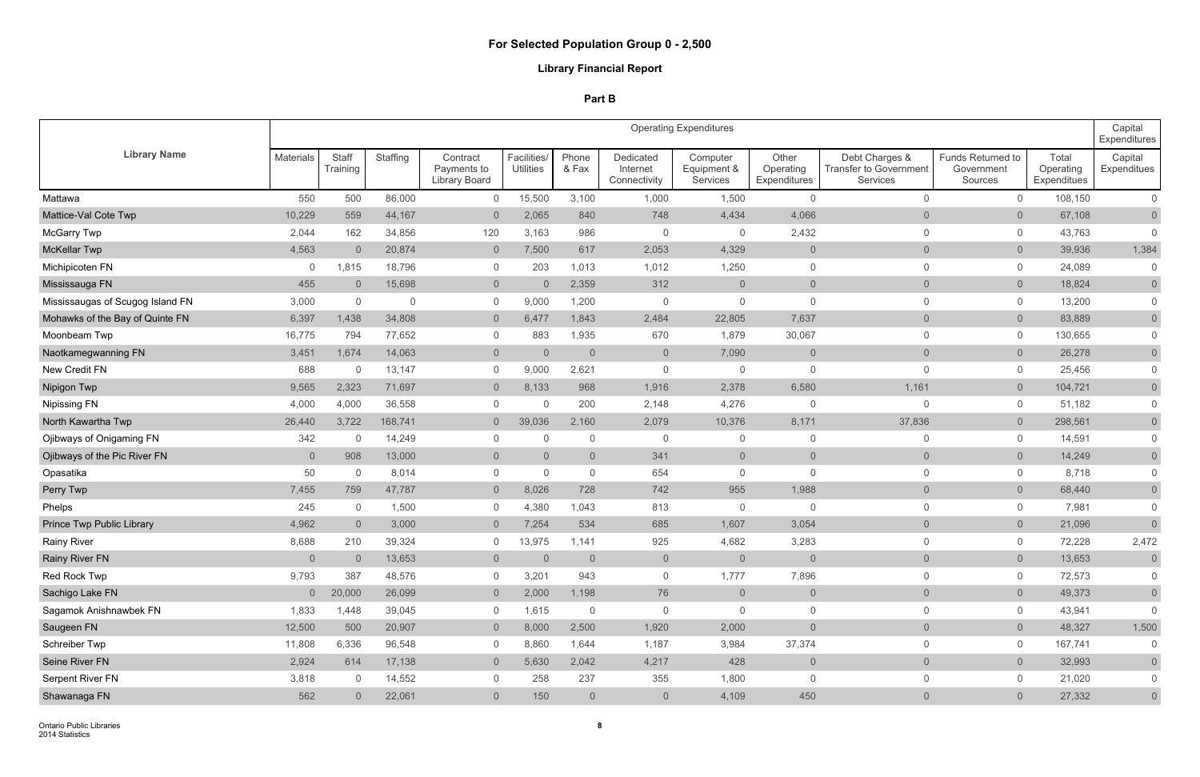## For Selected Population Group 0 - 2,500

### Library Financial Report

### Part B

| Library Name | Operating Expenditures | | | | | | | | | | | | Capital Expenditures |
|---|---|---|---|---|---|---|---|---|---|---|---|---|---|
| | Materials | Staff Training | Staffing | Contract Payments to Library Board | Facilities/ Utilities | Phone & Fax | Dedicated Internet Connectivity | Computer Equipment & Services | Other Operating Expenditures | Debt Charges & Transfer to Government Services | Funds Returned to Government Sources | Total Operating Expenditures | Capital Expenditures |
| Mattawa | 550 | 500 | 86,000 | 0 | 15,500 | 3,100 | 1,000 | 1,500 | 0 | 0 | 0 | 108,150 | 0 |
| Mattice-Val Cote Twp | 10,229 | 559 | 44,167 | 0 | 2,065 | 840 | 748 | 4,434 | 4,066 | 0 | 0 | 67,108 | 0 |
| McGarry Twp | 2,044 | 162 | 34,856 | 120 | 3,163 | 986 | 0 | 0 | 2,432 | 0 | 0 | 43,763 | 0 |
| McKellar Twp | 4,563 | 0 | 20,874 | 0 | 7,500 | 617 | 2,053 | 4,329 | 0 | 0 | 0 | 39,936 | 1,384 |
| Michipicoten FN | 0 | 1,815 | 18,796 | 0 | 203 | 1,013 | 1,012 | 1,250 | 0 | 0 | 0 | 24,089 | 0 |
| Mississauga FN | 455 | 0 | 15,698 | 0 | 0 | 2,359 | 312 | 0 | 0 | 0 | 0 | 18,824 | 0 |
| Mississaugas of Scugog Island FN | 3,000 | 0 | 0 | 0 | 9,000 | 1,200 | 0 | 0 | 0 | 0 | 0 | 13,200 | 0 |
| Mohawks of the Bay of Quinte FN | 6,397 | 1,438 | 34,808 | 0 | 6,477 | 1,843 | 2,484 | 22,805 | 7,637 | 0 | 0 | 83,889 | 0 |
| Moonbeam Twp | 16,775 | 794 | 77,652 | 0 | 883 | 1,935 | 670 | 1,879 | 30,067 | 0 | 0 | 130,655 | 0 |
| Naotkamegwanning FN | 3,451 | 1,674 | 14,063 | 0 | 0 | 0 | 0 | 7,090 | 0 | 0 | 0 | 26,278 | 0 |
| New Credit FN | 688 | 0 | 13,147 | 0 | 9,000 | 2,621 | 0 | 0 | 0 | 0 | 0 | 25,456 | 0 |
| Nipigon Twp | 9,565 | 2,323 | 71,697 | 0 | 8,133 | 968 | 1,916 | 2,378 | 6,580 | 1,161 | 0 | 104,721 | 0 |
| Nipissing FN | 4,000 | 4,000 | 36,558 | 0 | 0 | 200 | 2,148 | 4,276 | 0 | 0 | 0 | 51,182 | 0 |
| North Kawartha Twp | 26,440 | 3,722 | 168,741 | 0 | 39,036 | 2,160 | 2,079 | 10,376 | 8,171 | 37,836 | 0 | 298,561 | 0 |
| Ojibways of Onigaming FN | 342 | 0 | 14,249 | 0 | 0 | 0 | 0 | 0 | 0 | 0 | 0 | 14,591 | 0 |
| Ojibways of the Pic River FN | 0 | 908 | 13,000 | 0 | 0 | 0 | 341 | 0 | 0 | 0 | 0 | 14,249 | 0 |
| Opasatika | 50 | 0 | 8,014 | 0 | 0 | 0 | 654 | 0 | 0 | 0 | 0 | 8,718 | 0 |
| Perry Twp | 7,455 | 759 | 47,787 | 0 | 8,026 | 728 | 742 | 955 | 1,988 | 0 | 0 | 68,440 | 0 |
| Phelps | 245 | 0 | 1,500 | 0 | 4,380 | 1,043 | 813 | 0 | 0 | 0 | 0 | 7,981 | 0 |
| Prince Twp Public Library | 4,962 | 0 | 3,000 | 0 | 7,254 | 534 | 685 | 1,607 | 3,054 | 0 | 0 | 21,096 | 0 |
| Rainy River | 8,688 | 210 | 39,324 | 0 | 13,975 | 1,141 | 925 | 4,682 | 3,283 | 0 | 0 | 72,228 | 2,472 |
| Rainy River FN | 0 | 0 | 13,653 | 0 | 0 | 0 | 0 | 0 | 0 | 0 | 0 | 13,653 | 0 |
| Red Rock Twp | 9,793 | 387 | 48,576 | 0 | 3,201 | 943 | 0 | 1,777 | 7,896 | 0 | 0 | 72,573 | 0 |
| Sachigo Lake FN | 0 | 20,000 | 26,099 | 0 | 2,000 | 1,198 | 76 | 0 | 0 | 0 | 0 | 49,373 | 0 |
| Sagamok Anishnawbek FN | 1,833 | 1,448 | 39,045 | 0 | 1,615 | 0 | 0 | 0 | 0 | 0 | 0 | 43,941 | 0 |
| Saugeen FN | 12,500 | 500 | 20,907 | 0 | 8,000 | 2,500 | 1,920 | 2,000 | 0 | 0 | 0 | 48,327 | 1,500 |
| Schreiber Twp | 11,808 | 6,336 | 96,548 | 0 | 8,860 | 1,644 | 1,187 | 3,984 | 37,374 | 0 | 0 | 167,741 | 0 |
| Seine River FN | 2,924 | 614 | 17,138 | 0 | 5,630 | 2,042 | 4,217 | 428 | 0 | 0 | 0 | 32,993 | 0 |
| Serpent River FN | 3,818 | 0 | 14,552 | 0 | 258 | 237 | 355 | 1,800 | 0 | 0 | 0 | 21,020 | 0 |
| Shawanaga FN | 562 | 0 | 22,061 | 0 | 150 | 0 | 0 | 4,109 | 450 | 0 | 0 | 27,332 | 0 |

Ontario Public Libraries
2014 Statistics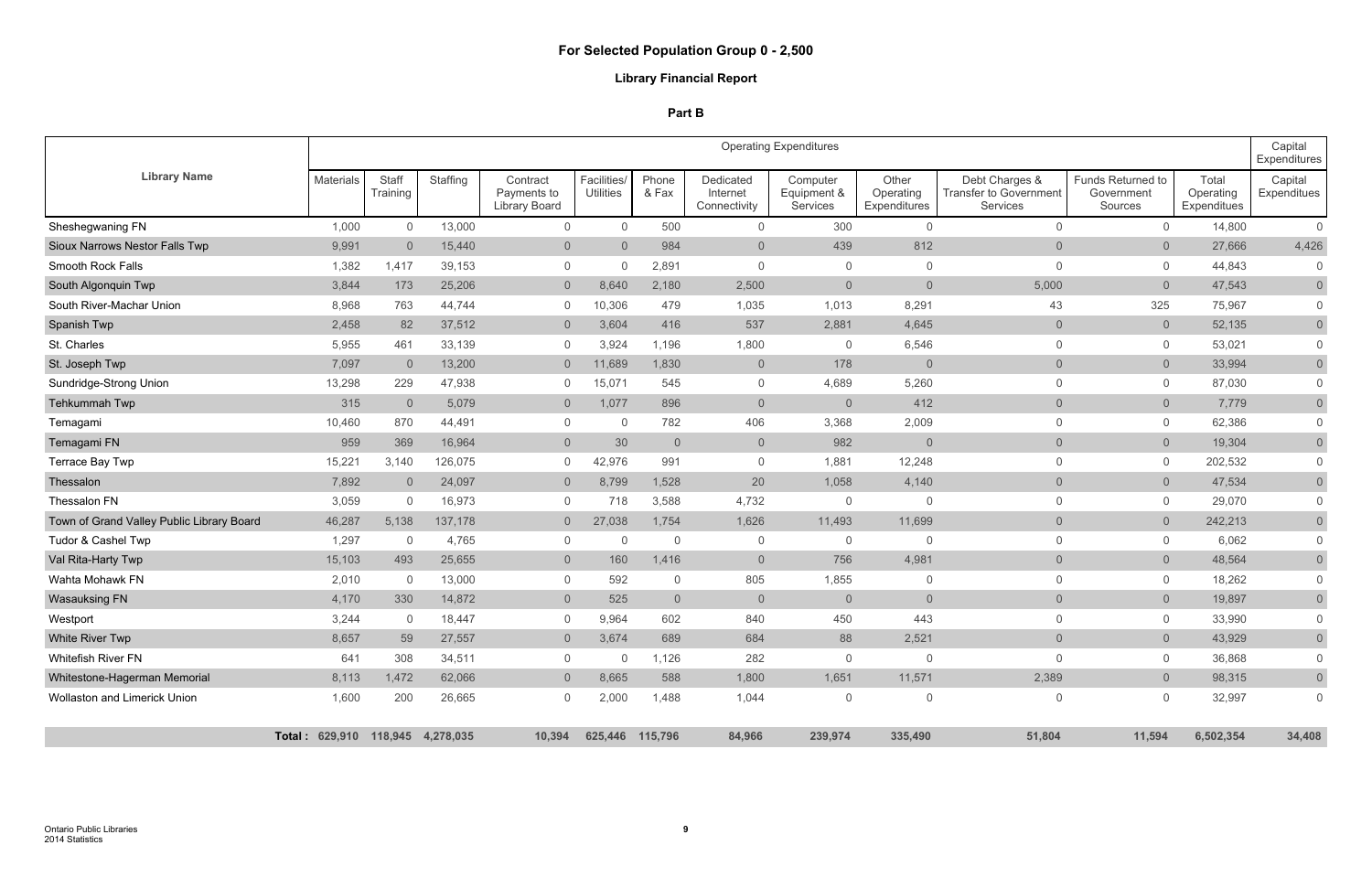## For Selected Population Group 0 - 2,500

### Library Financial Report

### Part B

| Library Name | Operating Expenditures | | | | | | | | | | | | Capital Expenditures |
|---|---|---|---|---|---|---|---|---|---|---|---|---|---|
| | Materials | Staff Training | Staffing | Contract Payments to Library Board | Facilities/ Utilities | Phone & Fax | Dedicated Internet Connectivity | Computer Equipment & Services | Other Operating Expenditures | Debt Charges & Transfer to Government Services | Funds Returned to Government Sources | Total Operating Expenditures | Capital Expenditures |
| Sheshegwaning FN | 1,000 | 0 | 13,000 | 0 | 0 | 500 | 0 | 300 | 0 | 0 | 0 | 14,800 | 0 |
| Sioux Narrows Nestor Falls Twp | 9,991 | 0 | 15,440 | 0 | 0 | 984 | 0 | 439 | 812 | 0 | 0 | 27,666 | 4,426 |
| Smooth Rock Falls | 1,382 | 1,417 | 39,153 | 0 | 0 | 2,891 | 0 | 0 | 0 | 0 | 0 | 44,843 | 0 |
| South Algonquin Twp | 3,844 | 173 | 25,206 | 0 | 8,640 | 2,180 | 2,500 | 0 | 0 | 5,000 | 0 | 47,543 | 0 |
| South River-Machar Union | 8,968 | 763 | 44,744 | 0 | 10,306 | 479 | 1,035 | 1,013 | 8,291 | 43 | 325 | 75,967 | 0 |
| Spanish Twp | 2,458 | 82 | 37,512 | 0 | 3,604 | 416 | 537 | 2,881 | 4,645 | 0 | 0 | 52,135 | 0 |
| St. Charles | 5,955 | 461 | 33,139 | 0 | 3,924 | 1,196 | 1,800 | 0 | 6,546 | 0 | 0 | 53,021 | 0 |
| St. Joseph Twp | 7,097 | 0 | 13,200 | 0 | 11,689 | 1,830 | 0 | 178 | 0 | 0 | 0 | 33,994 | 0 |
| Sundridge-Strong Union | 13,298 | 229 | 47,938 | 0 | 15,071 | 545 | 0 | 4,689 | 5,260 | 0 | 0 | 87,030 | 0 |
| Tehkummah Twp | 315 | 0 | 5,079 | 0 | 1,077 | 896 | 0 | 0 | 412 | 0 | 0 | 7,779 | 0 |
| Temagami | 10,460 | 870 | 44,491 | 0 | 0 | 782 | 406 | 3,368 | 2,009 | 0 | 0 | 62,386 | 0 |
| Temagami FN | 959 | 369 | 16,964 | 0 | 30 | 0 | 0 | 982 | 0 | 0 | 0 | 19,304 | 0 |
| Terrace Bay Twp | 15,221 | 3,140 | 126,075 | 0 | 42,976 | 991 | 0 | 1,881 | 12,248 | 0 | 0 | 202,532 | 0 |
| Thessalon | 7,892 | 0 | 24,097 | 0 | 8,799 | 1,528 | 20 | 1,058 | 4,140 | 0 | 0 | 47,534 | 0 |
| Thessalon FN | 3,059 | 0 | 16,973 | 0 | 718 | 3,588 | 4,732 | 0 | 0 | 0 | 0 | 29,070 | 0 |
| Town of Grand Valley Public Library Board | 46,287 | 5,138 | 137,178 | 0 | 27,038 | 1,754 | 1,626 | 11,493 | 11,699 | 0 | 0 | 242,213 | 0 |
| Tudor & Cashel Twp | 1,297 | 0 | 4,765 | 0 | 0 | 0 | 0 | 0 | 0 | 0 | 0 | 6,062 | 0 |
| Val Rita-Harty Twp | 15,103 | 493 | 25,655 | 0 | 160 | 1,416 | 0 | 756 | 4,981 | 0 | 0 | 48,564 | 0 |
| Wahta Mohawk FN | 2,010 | 0 | 13,000 | 0 | 592 | 0 | 805 | 1,855 | 0 | 0 | 0 | 18,262 | 0 |
| Wasauksing FN | 4,170 | 330 | 14,872 | 0 | 525 | 0 | 0 | 0 | 0 | 0 | 0 | 19,897 | 0 |
| Westport | 3,244 | 0 | 18,447 | 0 | 9,964 | 602 | 840 | 450 | 443 | 0 | 0 | 33,990 | 0 |
| White River Twp | 8,657 | 59 | 27,557 | 0 | 3,674 | 689 | 684 | 88 | 2,521 | 0 | 0 | 43,929 | 0 |
| Whitefish River FN | 641 | 308 | 34,511 | 0 | 0 | 1,126 | 282 | 0 | 0 | 0 | 0 | 36,868 | 0 |
| Whitestone-Hagerman Memorial | 8,113 | 1,472 | 62,066 | 0 | 8,665 | 588 | 1,800 | 1,651 | 11,571 | 2,389 | 0 | 98,315 | 0 |
| Wollaston and Limerick Union | 1,600 | 200 | 26,665 | 0 | 2,000 | 1,488 | 1,044 | 0 | 0 | 0 | 0 | 32,997 | 0 |
| **Total :** | **629,910** | **118,945** | **4,278,035** | **10,394** | **625,446** | **115,796** | **84,966** | **239,974** | **335,490** | **51,804** | **11,594** | **6,502,354** | **34,408** |

Ontario Public Libraries
2014 Statistics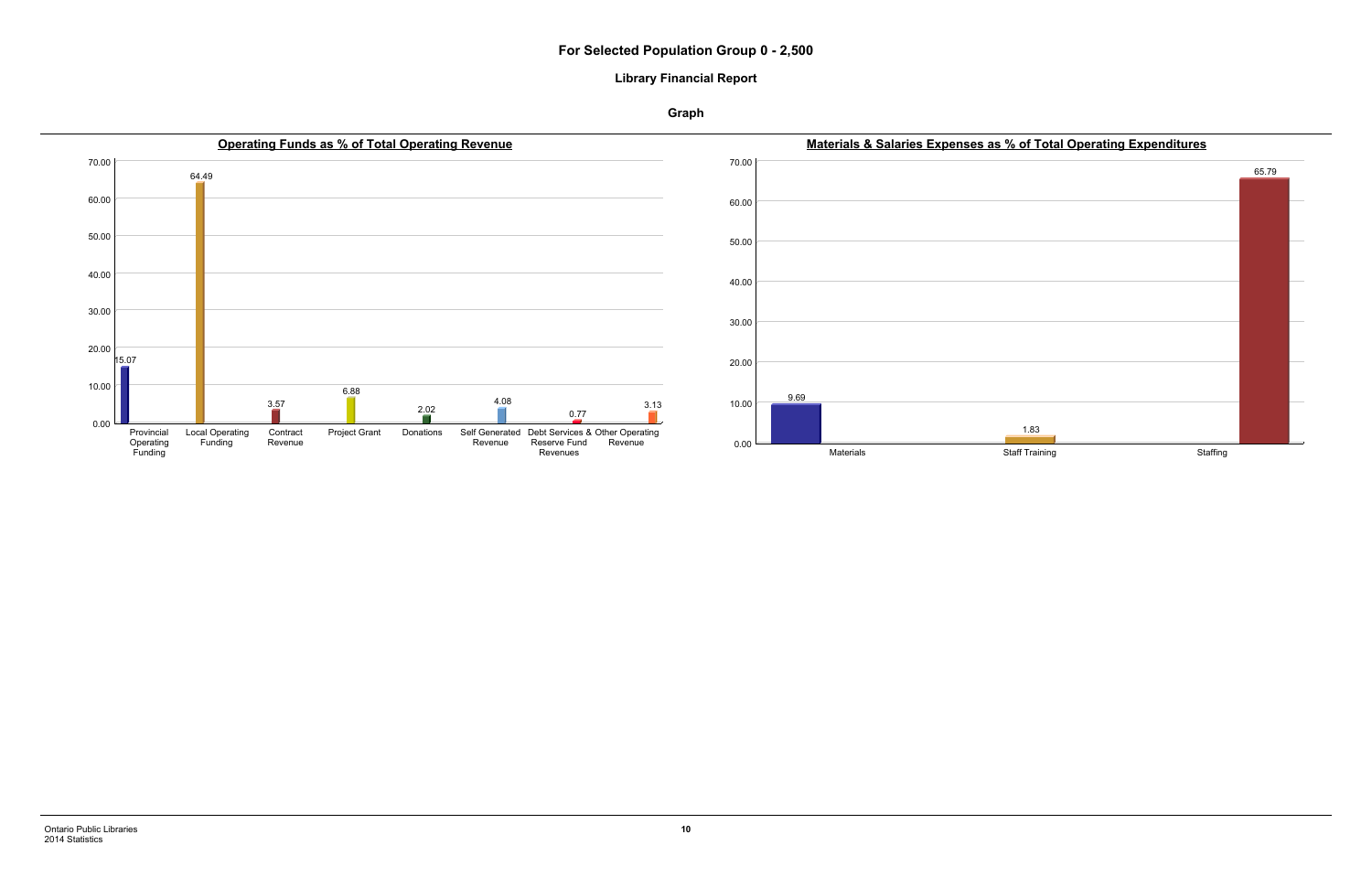# For Selected Population Group 0 - 2,500

## Library Financial Report

### Graph

**Operating Funds as % of Total Operating Revenue**

70.00
60.00
50.00
40.00
30.00
20.00
10.00
0.00

15.07
64.49
3.57
6.88
2.02
4.08
0.77
3.13

Provincial Operating Funding
Local Operating Funding
Contract Revenue
Project Grant
Donations
Self Generated Revenue
Debt Services & Reserve Fund Revenues
Other Operating Revenue

**Materials & Salaries Expenses as % of Total Operating Expenditures**

70.00
60.00
50.00
40.00
30.00
20.00
10.00
0.00

9.69
1.83
65.79

Materials
Staff Training
Staffing

Ontario Public Libraries
2014 Statistics